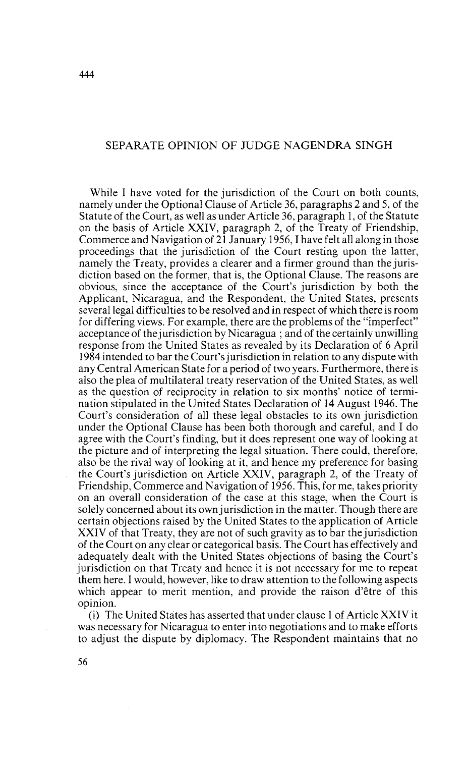## SEPARATE OPINION OF JUDGE NAGENDRA SINGH

While I have voted for the jurisdiction of the Court on both counts, namely under the Optional Clause of Article 36, paragraphs 2 and 5, of the Statute of the Court, as well as under Article 36, paragraph 1, of the Statute on the basis of Article XXIV, paragraph 2, of the Treaty of Friendship, Commerce and Navigation of 21 January 1956, I have felt all along in those proceedings that the jurisdiction of the Court resting upon the latter, namely the Treaty, provides a clearer and a firmer ground than the jurisdiction based on the former, that is, the Optional Clause. The reasons are obvious, since the acceptance of the Court's jurisdiction by both the Applicant, Nicaragua, and the Respondent, the United States, presents several legal difficulties to be resolved and in respect of which there is room for differing views. For example, there are the problems of the "imperfect" acceptance of the jurisdiction by Nicaragua ; and of the certainly unwilling response from the United States as revealed by its Declaration of 6 April 1984 intended to bar the Court's jurisdiction in relation to any dispute with any Central American State for a period of two years. Furthermore, there is also the plea of multilateral treaty reservation of the United States, as well as the question of reciprocity in relation to six months' notice of termination stipulated in the United States Declaration of 14 August 1946. The Court's consideration of all these legal obstacles to its own jurisdiction under the Optional Clause has been both thorough and careful, and I do agree with the Court's finding, but it does represent one way of looking at the picture and of interpreting the legal situation. There could, therefore, also be the rival way of looking at it, and hence my preference for basing the Court's jurisdiction on Article XXIV, paragraph 2, of the Treaty of Friendship, Commerce and Navigation of 1956. This, for me, takes priority on an overall consideration of the case at this stage, when the Court is solely concerned about its own jurisdiction in the matter. Though there are certain objections raised by the United States to the application of Article XXIV of that Treaty, they are not of such gravity as to bar the jurisdiction of the Court on any clear or categorical basis. The Court has effectively and adequately dealt with the United States objections of basing the Court's jurisdiction on that Treaty and hence it is not necessary for me to repeat them here. I would, however, like to draw attention to the following aspects which appear to merit mention, and provide the raison d'être of this opinion.

(i) The United States has asserted that under clause 1 of Article XXIV it was necessary for Nicaragua to enter into negotiations and to make efforts to adjust the dispute by diplomacy. The Respondent maintains that no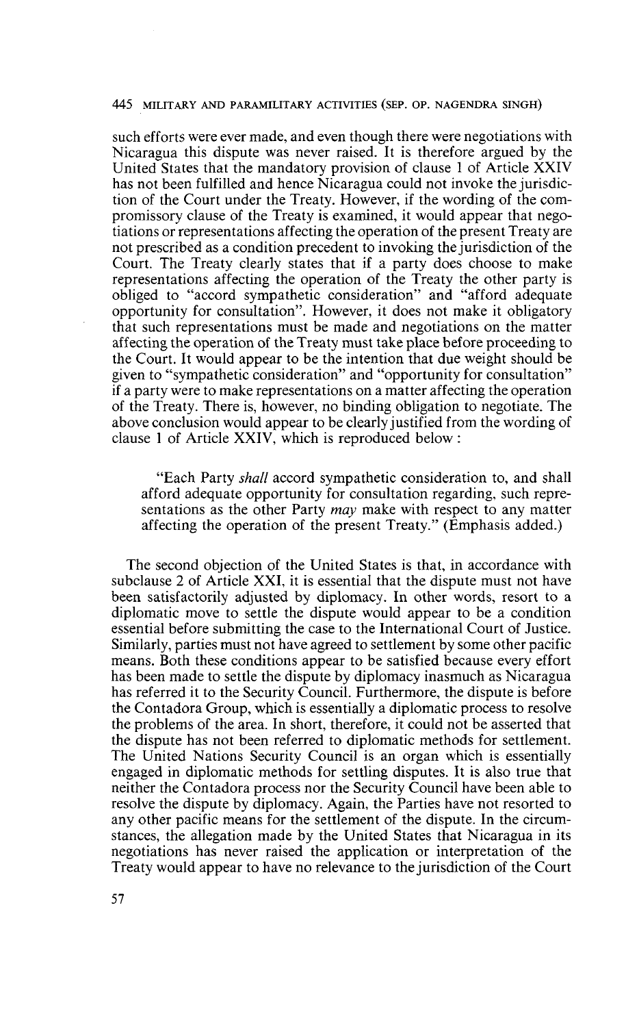such efforts were ever made, and even though there were negotiations with Nicaragua this dispute was never raised. It is therefore argued by the United States that the mandatory provision of clause 1 of Article XXIV has not been fulfilled and hence Nicaragua could not invoke the jurisdiction of the Court under the Treaty. However, if the wording of the compromissory clause of the Treaty is examined, it would appear that negotiations or representations affecting the operation of the present Treaty are not prescribed as a condition precedent to invoking the jurisdiction of the Court. The Treaty clearly states that if a party does choose to make representations affecting the operation of the Treaty the other party is obliged to "accord sympathetic consideration" and "afford adequate opportunity for consultation". However, it does not make it obligatory that such representations must be made and negotiations on the matter affecting the operation of the Treaty must take place before proceeding to the Court. It would appear to be the intention that due weight should be given to "sympathetic consideration" and "opportunity for consultation" if a party were to make representations on a matter affecting the operation of the Treaty. There is, however, no binding obligation to negotiate. The above conclusion would appear to be clearly justified from the wording of clause 1 of Article XXIV, which is reproduced below:

> "Each Party *shall* accord sympathetic consideration to, and shall afford adequate opportunity for consultation regarding, such representations as the other Party *may* make with respect to any matter affecting the operation of the present Treaty." (Emphasis added.)

The second objection of the United States is that, in accordance with subclause 2 of Article XXI, it is essential that the dispute must not have been satisfactorily adjusted by diplomacy. In other words, resort to a diplomatic move to settle the dispute would appear to be a condition essential before submitting the case to the International Court of Justice. Similarly, parties must not have agreed to settlement by some other pacific means. Both these conditions appear to be satisfied because every effort has been made to settle the dispute by diplomacy inasmuch as Nicaragua has referred it to the Security Council. Furthermore, the dispute is before the Contadora Group, which is essentially a diplomatic process to resolve the problems of the area. In short, therefore, it could not be asserted that the dispute has not been referred to diplomatic methods for settlement. The United Nations Security Council is an organ which is essentially engaged in diplomatic methods for settling disputes. It is also true that neither the Contadora process nor the Security Council have been able to resolve the dispute by diplomacy. Again, the Parties have not resorted to any other pacific means for the settlement of the dispute. In the circumstances, the allegation made by the United States that Nicaragua in its negotiations has never raised the application or interpretation of the Treaty would appear to have no relevance to the jurisdiction of the Court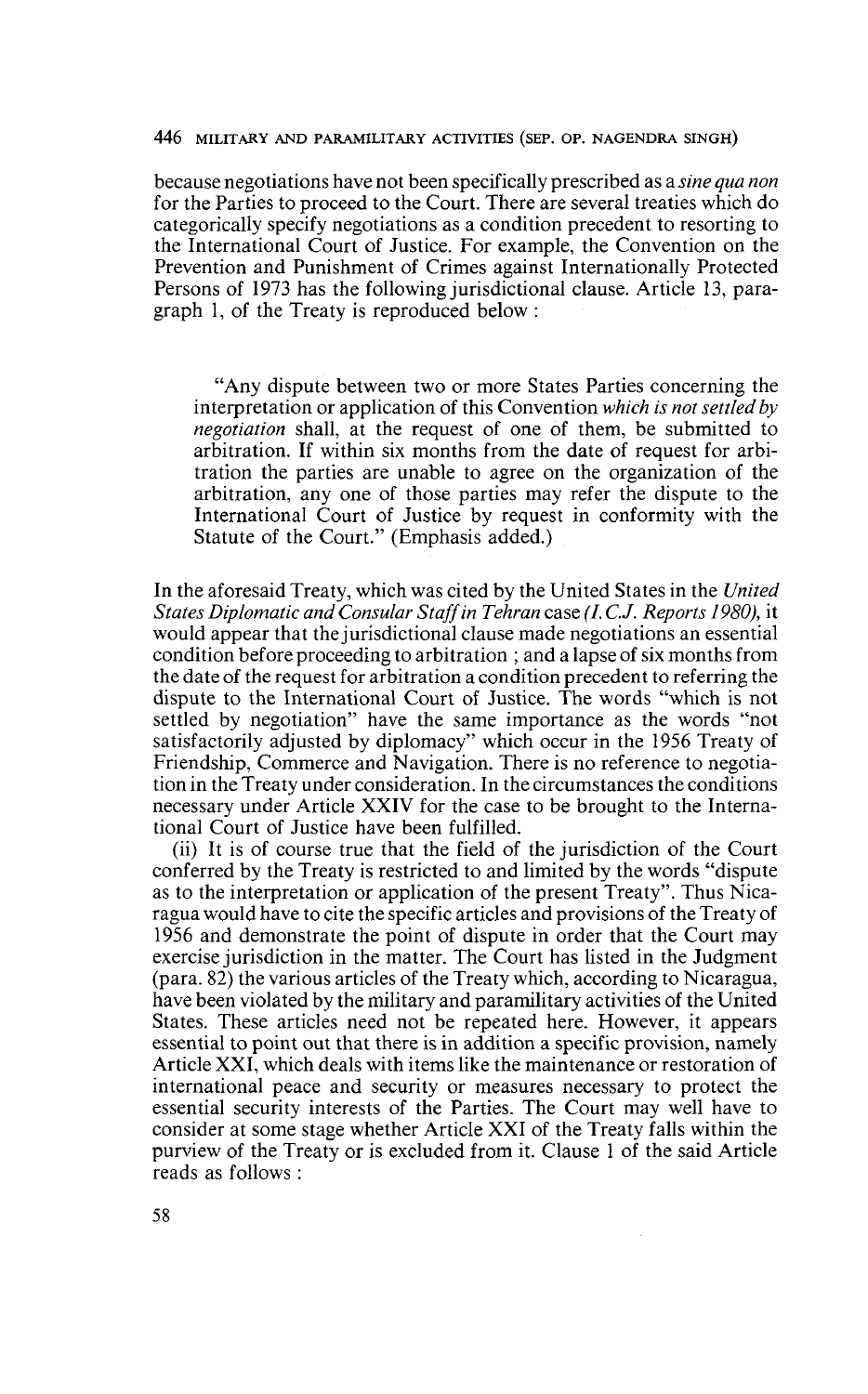because negotiations have not been specifically prescribed as a *sine qua non* for the Parties to proceed to the Court. There are several treaties which do categorically specify negotiations as a condition precedent to resorting to the International Court of Justice. For example, the Convention on the Prevention and Punishment of Crimes against Internationally Protected Persons of 1973 has the following jurisdictional clause. Article 13, paragraph 1, of the Treaty is reproduced below :

> "Any dispute between two or more States Parties concerning the interpretation or application of this Convention *which is not settled by negotiation* shall, at the request of one of them, be submitted to arbitration. If within six months from the date of request for arbitration the parties are unable to agree on the organization of the arbitration, any one of those parties may refer the dispute to the International Court of Justice by request in conformity with the Statute of the Court." (Emphasis added.)

In the aforesaid Treaty, which was cited by the United States in the *United States Diplomatic and Consular Staff in Tehran* case *(I.C.J. Reports 1980)*, it would appear that the jurisdictional clause made negotiations an essential condition before proceeding to arbitration ; and a lapse of six months from the date of the request for arbitration a condition precedent to referring the dispute to the International Court of Justice. The words "which is not settled by negotiation" have the same importance as the words "not satisfactorily adjusted by diplomacy" which occur in the 1956 Treaty of Friendship, Commerce and Navigation. There is no reference to negotiation in the Treaty under consideration. In the circumstances the conditions necessary under Article XXIV for the case to be brought to the International Court of Justice have been fulfilled.

(ii) It is of course true that the field of the jurisdiction of the Court conferred by the Treaty is restricted to and limited by the words "dispute as to the interpretation or application of the present Treaty". Thus Nicaragua would have to cite the specific articles and provisions of the Treaty of 1956 and demonstrate the point of dispute in order that the Court may exercise jurisdiction in the matter. The Court has listed in the Judgment (para. 82) the various articles of the Treaty which, according to Nicaragua, have been violated by the military and paramilitary activities of the United States. These articles need not be repeated here. However, it appears essential to point out that there is in addition a specific provision, namely Article XXI, which deals with items like the maintenance or restoration of international peace and security or measures necessary to protect the essential security interests of the Parties. The Court may well have to consider at some stage whether Article XXI of the Treaty falls within the purview of the Treaty or is excluded from it. Clause 1 of the said Article reads as follows :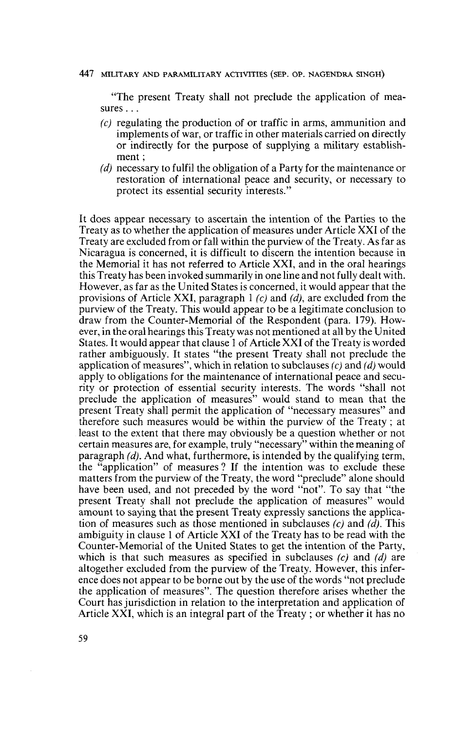"The present Treaty shall not preclude the application of measures . . .

- *(c)* regulating the production of or traffic in arms, ammunition and implements of war, or traffic in other materials carried on directly or indirectly for the purpose of supplying a military establishment ;
- *(d)* necessary to fulfil the obligation of a Party for the maintenance or restoration of international peace and security, or necessary to protect its essential security interests."

It does appear necessary to ascertain the intention of the Parties to the Treaty as to whether the application of measures under Article XXI of the Treaty are excluded from or fall within the purview of the Treaty. As far as Nicaragua is concerned, it is difficult to discern the intention because in the Memorial it has not referred to Article XXI, and in the oral hearings this Treaty has been invoked summarily in one line and not fully dealt with. However, as far as the United States is concerned, it would appear that the provisions of Article XXI, paragraph 1 *(c)* and *(d)*, are excluded from the purview of the Treaty. This would appear to be a legitimate conclusion to draw from the Counter-Memorial of the Respondent (para. 179). However, in the oral hearings this Treaty was not mentioned at all by the United States. It would appear that clause 1 of Article XXI of the Treaty is worded rather ambiguously. It states "the present Treaty shall not preclude the application of measures", which in relation to subclauses *(c)* and *(d)* would apply to obligations for the maintenance of international peace and security or protection of essential security interests. The words "shall not preclude the application of measures" would stand to mean that the present Treaty shall permit the application of "necessary measures" and therefore such measures would be within the purview of the Treaty ; at least to the extent that there may obviously be a question whether or not certain measures are, for example, truly "necessary" within the meaning of paragraph *(d)*. And what, furthermore, is intended by the qualifying term, the "application" of measures ? If the intention was to exclude these matters from the purview of the Treaty, the word "preclude" alone should have been used, and not preceded by the word "not". To say that "the present Treaty shall not preclude the application of measures" would amount to saying that the present Treaty expressly sanctions the application of measures such as those mentioned in subclauses *(c)* and *(d)*. This ambiguity in clause 1 of Article XXI of the Treaty has to be read with the Counter-Memorial of the United States to get the intention of the Party, which is that such measures as specified in subclauses *(c)* and *(d)* are altogether excluded from the purview of the Treaty. However, this inference does not appear to be borne out by the use of the words "not preclude the application of measures". The question therefore arises whether the Court has jurisdiction in relation to the interpretation and application of Article XXI, which is an integral part of the Treaty ; or whether it has no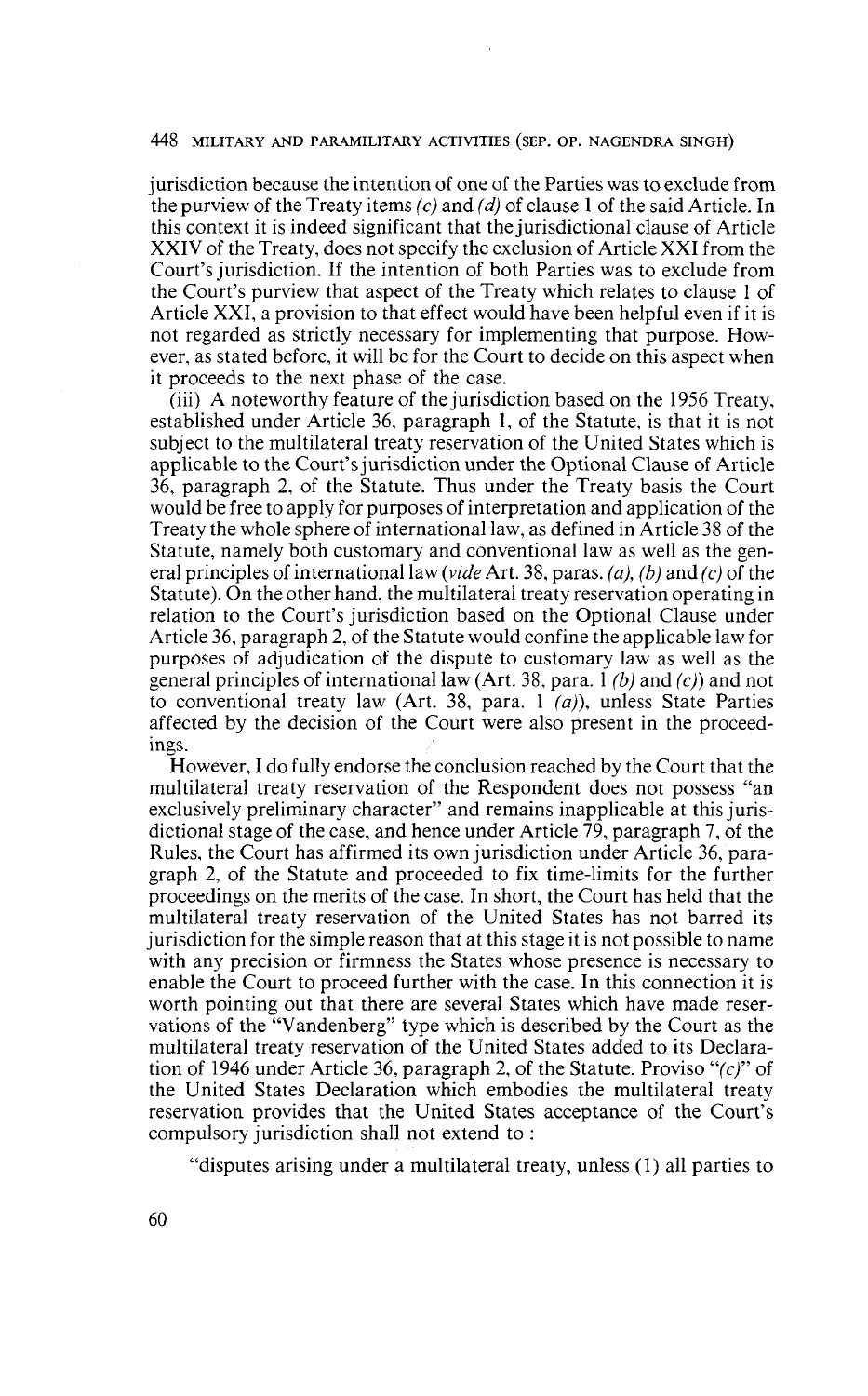jurisdiction because the intention of one of the Parties was to exclude from the purview of the Treaty items *(c)* and *(d)* of clause 1 of the said Article. In this context it is indeed significant that the jurisdictional clause of Article XXIV of the Treaty, does not specify the exclusion of Article XXI from the Court's jurisdiction. If the intention of both Parties was to exclude from the Court's purview that aspect of the Treaty which relates to clause 1 of Article XXI, a provision to that effect would have been helpful even if it is not regarded as strictly necessary for implementing that purpose. However, as stated before, it will be for the Court to decide on this aspect when it proceeds to the next phase of the case.

(iii) A noteworthy feature of the jurisdiction based on the 1956 Treaty, established under Article 36, paragraph 1, of the Statute, is that it is not subject to the multilateral treaty reservation of the United States which is applicable to the Court's jurisdiction under the Optional Clause of Article 36, paragraph 2, of the Statute. Thus under the Treaty basis the Court would be free to apply for purposes of interpretation and application of the Treaty the whole sphere of international law, as defined in Article 38 of the Statute, namely both customary and conventional law as well as the general principles of international law (*vide* Art. 38, paras. *(a)*, *(b)* and *(c)* of the Statute). On the other hand, the multilateral treaty reservation operating in relation to the Court's jurisdiction based on the Optional Clause under Article 36, paragraph 2, of the Statute would confine the applicable law for purposes of adjudication of the dispute to customary law as well as the general principles of international law (Art. 38, para. 1 *(b)* and *(c)*) and not to conventional treaty law (Art. 38, para. 1 *(a)*), unless State Parties affected by the decision of the Court were also present in the proceedings.

However, I do fully endorse the conclusion reached by the Court that the multilateral treaty reservation of the Respondent does not possess "an exclusively preliminary character" and remains inapplicable at this jurisdictional stage of the case, and hence under Article 79, paragraph 7, of the Rules, the Court has affirmed its own jurisdiction under Article 36, paragraph 2, of the Statute and proceeded to fix time-limits for the further proceedings on the merits of the case. In short, the Court has held that the multilateral treaty reservation of the United States has not barred its jurisdiction for the simple reason that at this stage it is not possible to name with any precision or firmness the States whose presence is necessary to enable the Court to proceed further with the case. In this connection it is worth pointing out that there are several States which have made reservations of the "Vandenberg" type which is described by the Court as the multilateral treaty reservation of the United States added to its Declaration of 1946 under Article 36, paragraph 2, of the Statute. Proviso "*(c)*" of the United States Declaration which embodies the multilateral treaty reservation provides that the United States acceptance of the Court's compulsory jurisdiction shall not extend to :

"disputes arising under a multilateral treaty, unless (1) all parties to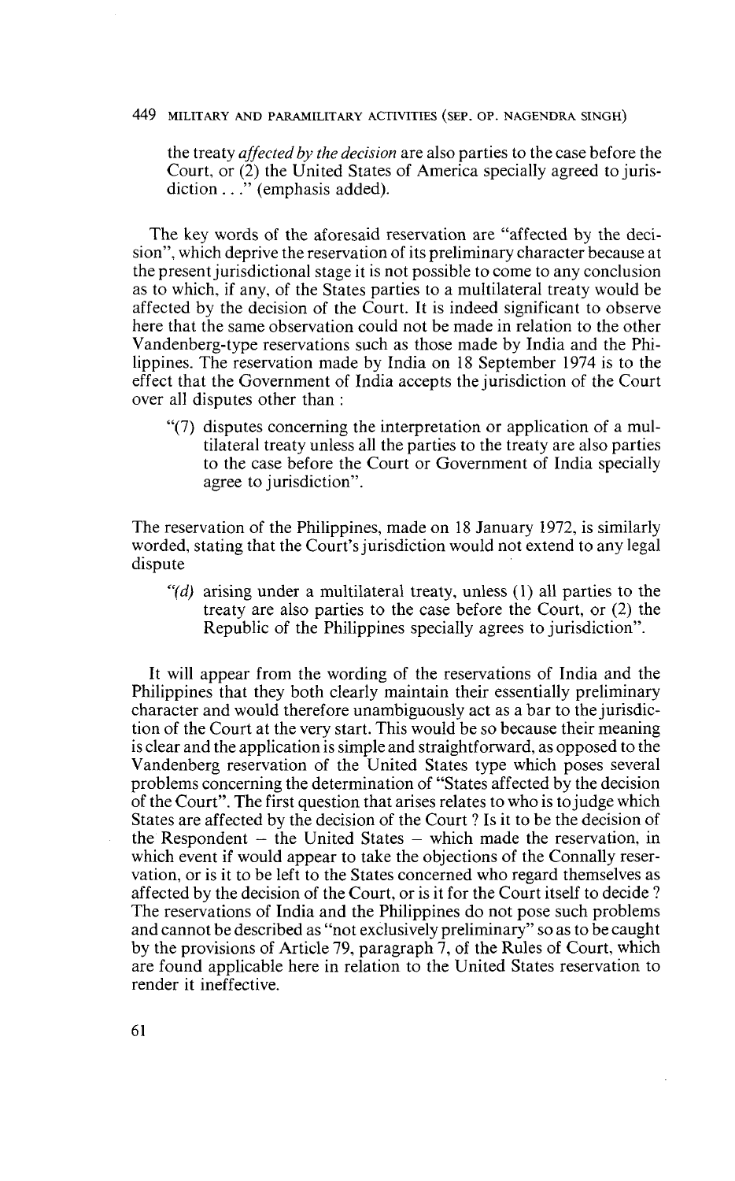the treaty *affected by the decision* are also parties to the case before the Court, or (2) the United States of America specially agreed to jurisdiction . . ." (emphasis added).

The key words of the aforesaid reservation are "affected by the decision", which deprive the reservation of its preliminary character because at the present jurisdictional stage it is not possible to come to any conclusion as to which, if any, of the States parties to a multilateral treaty would be affected by the decision of the Court. It is indeed significant to observe here that the same observation could not be made in relation to the other Vandenberg-type reservations such as those made by India and the Philippines. The reservation made by India on 18 September 1974 is to the effect that the Government of India accepts the jurisdiction of the Court over all disputes other than :

> "(7) disputes concerning the interpretation or application of a multilateral treaty unless all the parties to the treaty are also parties to the case before the Court or Government of India specially agree to jurisdiction".

The reservation of the Philippines, made on 18 January 1972, is similarly worded, stating that the Court's jurisdiction would not extend to any legal dispute

> "*(d)* arising under a multilateral treaty, unless (1) all parties to the treaty are also parties to the case before the Court, or (2) the Republic of the Philippines specially agrees to jurisdiction".

It will appear from the wording of the reservations of India and the Philippines that they both clearly maintain their essentially preliminary character and would therefore unambiguously act as a bar to the jurisdiction of the Court at the very start. This would be so because their meaning is clear and the application is simple and straightforward, as opposed to the Vandenberg reservation of the United States type which poses several problems concerning the determination of "States affected by the decision of the Court". The first question that arises relates to who is to judge which States are affected by the decision of the Court ? Is it to be the decision of the Respondent – the United States – which made the reservation, in which event if would appear to take the objections of the Connally reservation, or is it to be left to the States concerned who regard themselves as affected by the decision of the Court, or is it for the Court itself to decide ? The reservations of India and the Philippines do not pose such problems and cannot be described as "not exclusively preliminary" so as to be caught by the provisions of Article 79, paragraph 7, of the Rules of Court, which are found applicable here in relation to the United States reservation to render it ineffective.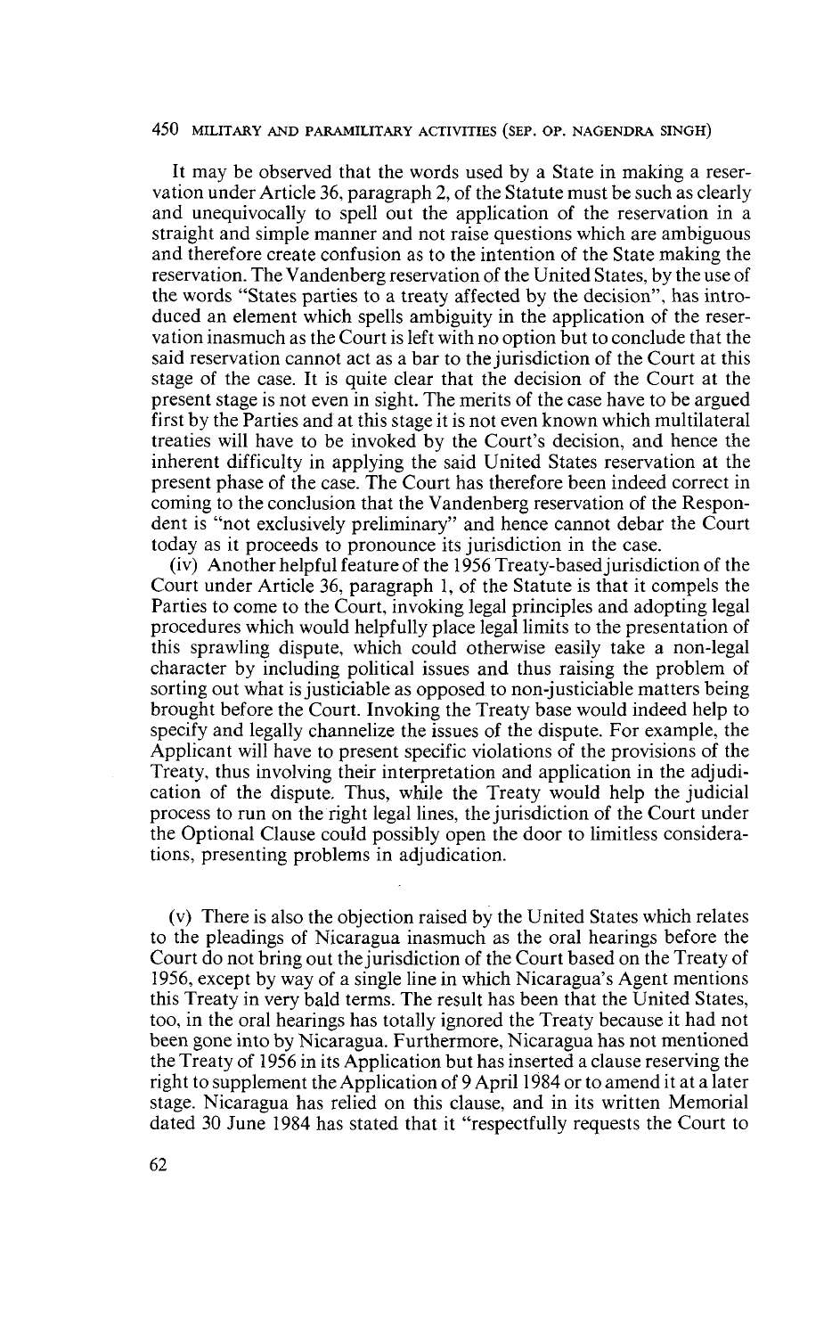It may be observed that the words used by a State in making a reservation under Article 36, paragraph 2, of the Statute must be such as clearly and unequivocally to spell out the application of the reservation in a straight and simple manner and not raise questions which are ambiguous and therefore create confusion as to the intention of the State making the reservation. The Vandenberg reservation of the United States, by the use of the words "States parties to a treaty affected by the decision", has introduced an element which spells ambiguity in the application of the reservation inasmuch as the Court is left with no option but to conclude that the said reservation cannot act as a bar to the jurisdiction of the Court at this stage of the case. It is quite clear that the decision of the Court at the present stage is not even in sight. The merits of the case have to be argued first by the Parties and at this stage it is not even known which multilateral treaties will have to be invoked by the Court's decision, and hence the inherent difficulty in applying the said United States reservation at the present phase of the case. The Court has therefore been indeed correct in coming to the conclusion that the Vandenberg reservation of the Respondent is "not exclusively preliminary" and hence cannot debar the Court today as it proceeds to pronounce its jurisdiction in the case.

(iv) Another helpful feature of the 1956 Treaty-based jurisdiction of the Court under Article 36, paragraph 1, of the Statute is that it compels the Parties to come to the Court, invoking legal principles and adopting legal procedures which would helpfully place legal limits to the presentation of this sprawling dispute, which could otherwise easily take a non-legal character by including political issues and thus raising the problem of sorting out what is justiciable as opposed to non-justiciable matters being brought before the Court. Invoking the Treaty base would indeed help to specify and legally channelize the issues of the dispute. For example, the Applicant will have to present specific violations of the provisions of the Treaty, thus involving their interpretation and application in the adjudication of the dispute. Thus, while the Treaty would help the judicial process to run on the right legal lines, the jurisdiction of the Court under the Optional Clause could possibly open the door to limitless considerations, presenting problems in adjudication.

(v) There is also the objection raised by the United States which relates to the pleadings of Nicaragua inasmuch as the oral hearings before the Court do not bring out the jurisdiction of the Court based on the Treaty of 1956, except by way of a single line in which Nicaragua's Agent mentions this Treaty in very bald terms. The result has been that the United States, too, in the oral hearings has totally ignored the Treaty because it had not been gone into by Nicaragua. Furthermore, Nicaragua has not mentioned the Treaty of 1956 in its Application but has inserted a clause reserving the right to supplement the Application of 9 April 1984 or to amend it at a later stage. Nicaragua has relied on this clause, and in its written Memorial dated 30 June 1984 has stated that it "respectfully requests the Court to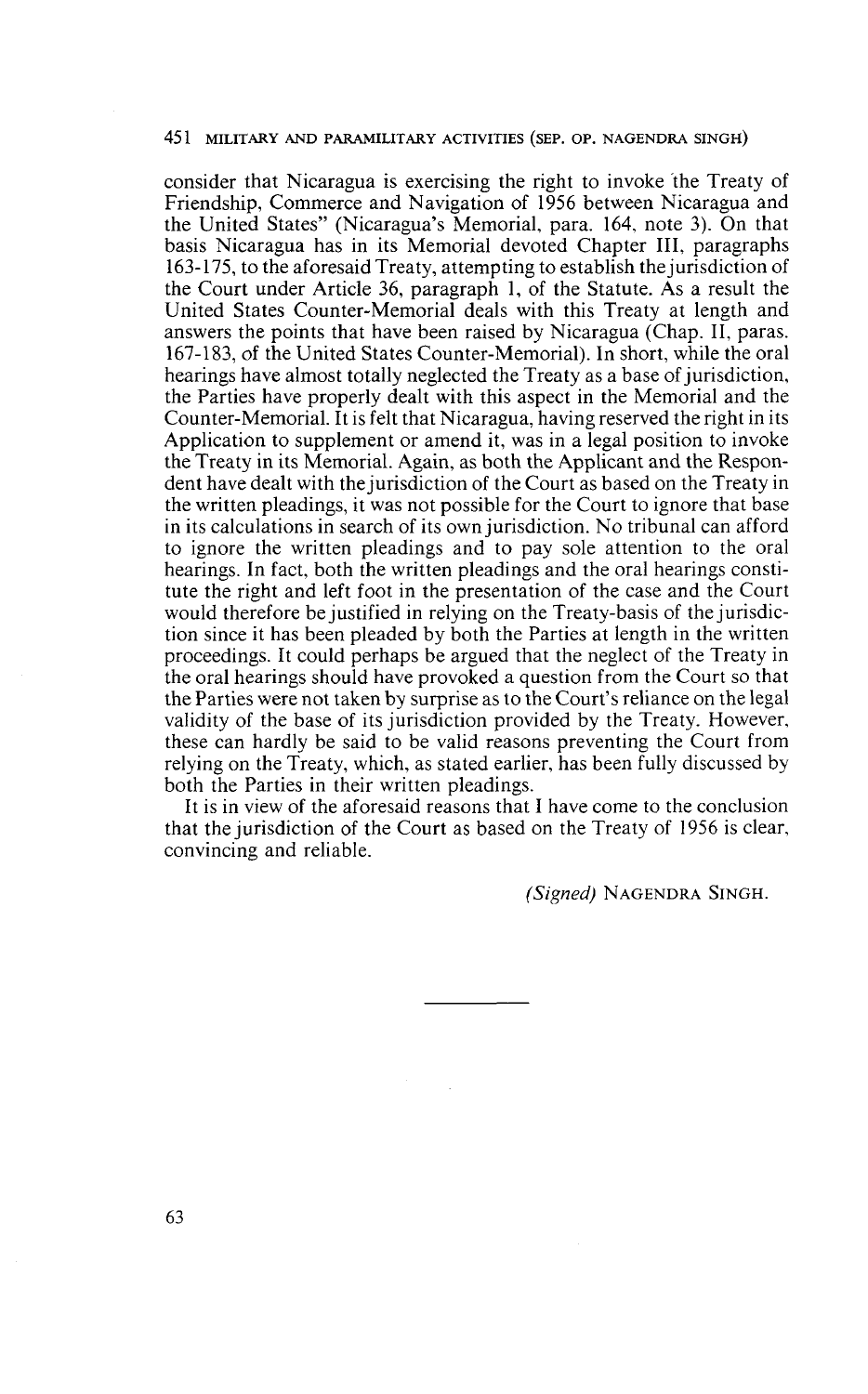consider that Nicaragua is exercising the right to invoke the Treaty of Friendship, Commerce and Navigation of 1956 between Nicaragua and the United States" (Nicaragua's Memorial, para. 164, note 3). On that basis Nicaragua has in its Memorial devoted Chapter III, paragraphs 163-175, to the aforesaid Treaty, attempting to establish the jurisdiction of the Court under Article 36, paragraph 1, of the Statute. As a result the United States Counter-Memorial deals with this Treaty at length and answers the points that have been raised by Nicaragua (Chap. II, paras. 167-183, of the United States Counter-Memorial). In short, while the oral hearings have almost totally neglected the Treaty as a base of jurisdiction, the Parties have properly dealt with this aspect in the Memorial and the Counter-Memorial. It is felt that Nicaragua, having reserved the right in its Application to supplement or amend it, was in a legal position to invoke the Treaty in its Memorial. Again, as both the Applicant and the Respondent have dealt with the jurisdiction of the Court as based on the Treaty in the written pleadings, it was not possible for the Court to ignore that base in its calculations in search of its own jurisdiction. No tribunal can afford to ignore the written pleadings and to pay sole attention to the oral hearings. In fact, both the written pleadings and the oral hearings constitute the right and left foot in the presentation of the case and the Court would therefore be justified in relying on the Treaty-basis of the jurisdiction since it has been pleaded by both the Parties at length in the written proceedings. It could perhaps be argued that the neglect of the Treaty in the oral hearings should have provoked a question from the Court so that the Parties were not taken by surprise as to the Court's reliance on the legal validity of the base of its jurisdiction provided by the Treaty. However, these can hardly be said to be valid reasons preventing the Court from relying on the Treaty, which, as stated earlier, has been fully discussed by both the Parties in their written pleadings.

It is in view of the aforesaid reasons that I have come to the conclusion that the jurisdiction of the Court as based on the Treaty of 1956 is clear, convincing and reliable.

*(Signed)* NAGENDRA SINGH.